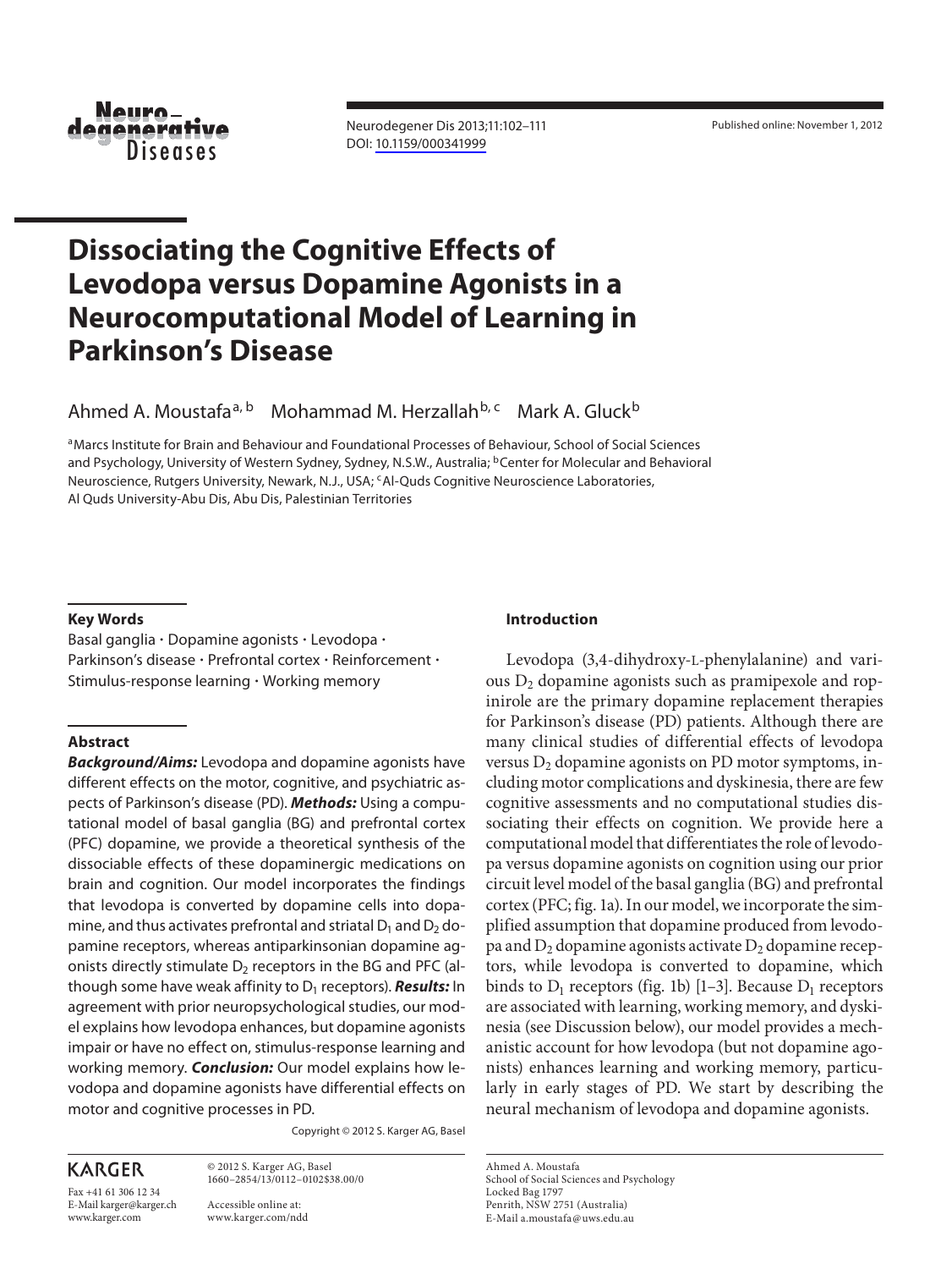# Dissociating the Cognitive Effects of Levodopa versus Dopamine Agonists in a Neurocomputational Model of Learning in Parkinson's Disease

Ahmed A. Moustafa[a, b] Mohammad M. Herzallah[b, c] Mark A. Gluck[b]

[a]Marcs Institute for Brain and Behaviour and Foundational Processes of Behaviour, School of Social Sciences and Psychology, University of Western Sydney, Sydney, N.S.W., Australia; [b]Center for Molecular and Behavioral Neuroscience, Rutgers University, Newark, N.J., USA; [c]Al-Quds Cognitive Neuroscience Laboratories, Al Quds University-Abu Dis, Abu Dis, Palestinian Territories

### Key Words

Basal ganglia · Dopamine agonists · Levodopa · Parkinson's disease · Prefrontal cortex · Reinforcement · Stimulus-response learning · Working memory

### Abstract

***Background/Aims:*** Levodopa and dopamine agonists have different effects on the motor, cognitive, and psychiatric aspects of Parkinson's disease (PD). ***Methods:*** Using a computational model of basal ganglia (BG) and prefrontal cortex (PFC) dopamine, we provide a theoretical synthesis of the dissociable effects of these dopaminergic medications on brain and cognition. Our model incorporates the findings that levodopa is converted by dopamine cells into dopamine, and thus activates prefrontal and striatal $D_1$ and $D_2$ dopamine receptors, whereas antiparkinsonian dopamine agonists directly stimulate $D_2$ receptors in the BG and PFC (although some have weak affinity to $D_1$ receptors). ***Results:*** In agreement with prior neuropsychological studies, our model explains how levodopa enhances, but dopamine agonists impair or have no effect on, stimulus-response learning and working memory. ***Conclusion:*** Our model explains how levodopa and dopamine agonists have differential effects on motor and cognitive processes in PD.

Copyright © 2012 S. Karger AG, Basel

### Introduction

Levodopa (3,4-dihydroxy-L-phenylalanine) and various $D_2$ dopamine agonists such as pramipexole and ropinirole are the primary dopamine replacement therapies for Parkinson's disease (PD) patients. Although there are many clinical studies of differential effects of levodopa versus $D_2$ dopamine agonists on PD motor symptoms, including motor complications and dyskinesia, there are few cognitive assessments and no computational studies dissociating their effects on cognition. We provide here a computational model that differentiates the role of levodopa versus dopamine agonists on cognition using our prior circuit level model of the basal ganglia (BG) and prefrontal cortex (PFC; fig. 1a). In our model, we incorporate the simplified assumption that dopamine produced from levodopa and $D_2$ dopamine agonists activate $D_2$ dopamine receptors, while levodopa is converted to dopamine, which binds to $D_1$ receptors (fig. 1b) [1–3]. Because $D_1$ receptors are associated with learning, working memory, and dyskinesia (see Discussion below), our model provides a mechanistic account for how levodopa (but not dopamine agonists) enhances learning and working memory, particularly in early stages of PD. We start by describing the neural mechanism of levodopa and dopamine agonists.

Ahmed A. Moustafa
School of Social Sciences and Psychology
Locked Bag 1797
Penrith, NSW 2751 (Australia)
E-Mail a.moustafa@uws.edu.au

© 2012 S. Karger AG, Basel
1660–2854/13/0112–0102$38.00/0

Accessible online at:
www.karger.com/ndd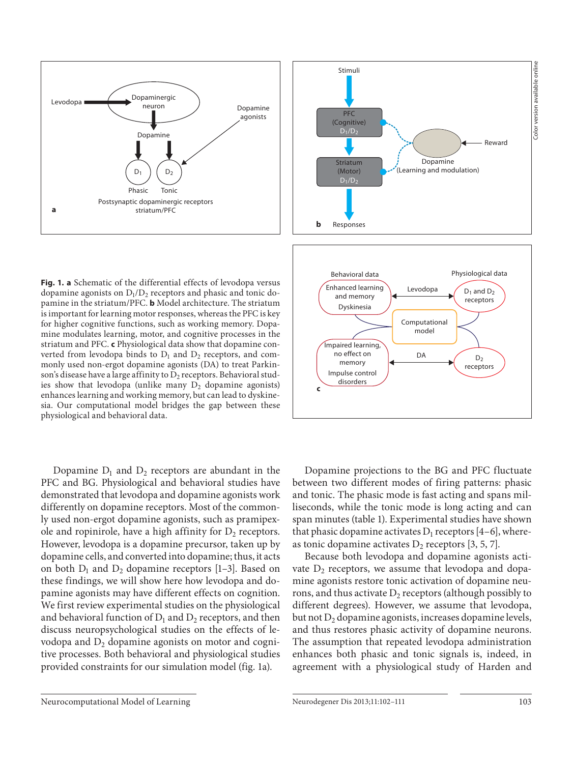**Fig. 1. a** Schematic of the differential effects of levodopa versus dopamine agonists on $D_1$/$D_2$ receptors and phasic and tonic dopamine in the striatum/PFC. **b** Model architecture. The striatum is important for learning motor responses, whereas the PFC is key for higher cognitive functions, such as working memory. Dopamine modulates learning, motor, and cognitive processes in the striatum and PFC. **c** Physiological data show that dopamine converted from levodopa binds to $D_1$ and $D_2$ receptors, and commonly used non-ergot dopamine agonists (DA) to treat Parkinson's disease have a large affinity to $D_2$ receptors. Behavioral studies show that levodopa (unlike many $D_2$ dopamine agonists) enhances learning and working memory, but can lead to dyskinesia. Our computational model bridges the gap between these physiological and behavioral data.

Dopamine $D_1$ and $D_2$ receptors are abundant in the PFC and BG. Physiological and behavioral studies have demonstrated that levodopa and dopamine agonists work differently on dopamine receptors. Most of the commonly used non-ergot dopamine agonists, such as pramipexole and ropinirole, have a high affinity for $D_2$ receptors. However, levodopa is a dopamine precursor, taken up by dopamine cells, and converted into dopamine; thus, it acts on both $D_1$ and $D_2$ dopamine receptors [1–3]. Based on these findings, we will show here how levodopa and dopamine agonists may have different effects on cognition. We first review experimental studies on the physiological and behavioral function of $D_1$ and $D_2$ receptors, and then discuss neuropsychological studies on the effects of levodopa and $D_2$ dopamine agonists on motor and cognitive processes. Both behavioral and physiological studies provided constraints for our simulation model (fig. 1a).

Dopamine projections to the BG and PFC fluctuate between two different modes of firing patterns: phasic and tonic. The phasic mode is fast acting and spans milliseconds, while the tonic mode is long acting and can span minutes (table 1). Experimental studies have shown that phasic dopamine activates $D_1$ receptors [4–6], whereas tonic dopamine activates $D_2$ receptors [3, 5, 7].

Because both levodopa and dopamine agonists activate $D_2$ receptors, we assume that levodopa and dopamine agonists restore tonic activation of dopamine neurons, and thus activate $D_2$ receptors (although possibly to different degrees). However, we assume that levodopa, but not $D_2$ dopamine agonists, increases dopamine levels, and thus restores phasic activity of dopamine neurons. The assumption that repeated levodopa administration enhances both phasic and tonic signals is, indeed, in agreement with a physiological study of Harden and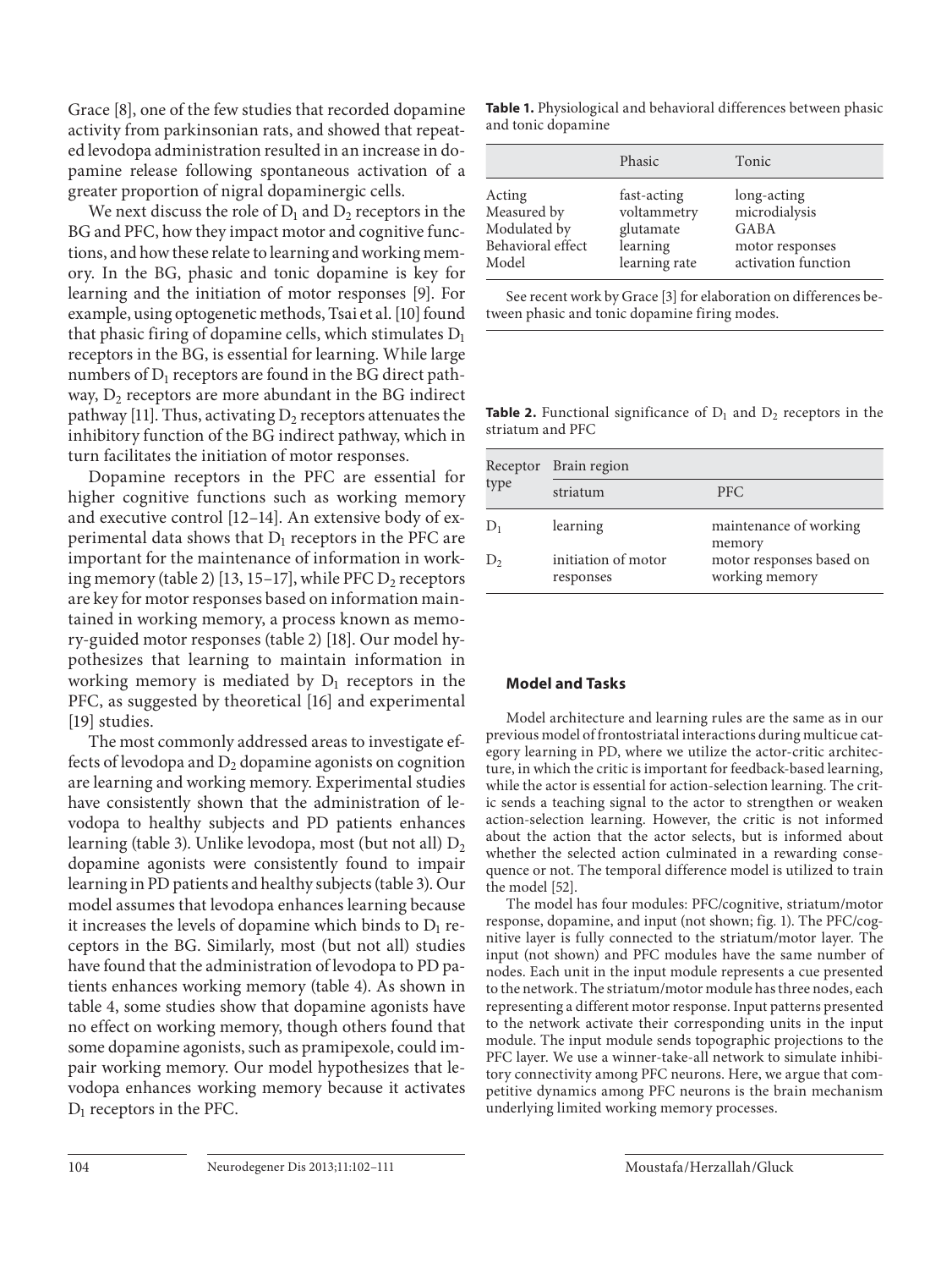Grace [8], one of the few studies that recorded dopamine activity from parkinsonian rats, and showed that repeated levodopa administration resulted in an increase in dopamine release following spontaneous activation of a greater proportion of nigral dopaminergic cells.

We next discuss the role of $D_1$ and $D_2$ receptors in the BG and PFC, how they impact motor and cognitive functions, and how these relate to learning and working memory. In the BG, phasic and tonic dopamine is key for learning and the initiation of motor responses [9]. For example, using optogenetic methods, Tsai et al. [10] found that phasic firing of dopamine cells, which stimulates $D_1$ receptors in the BG, is essential for learning. While large numbers of $D_1$ receptors are found in the BG direct pathway, $D_2$ receptors are more abundant in the BG indirect pathway [11]. Thus, activating $D_2$ receptors attenuates the inhibitory function of the BG indirect pathway, which in turn facilitates the initiation of motor responses.

Dopamine receptors in the PFC are essential for higher cognitive functions such as working memory and executive control [12–14]. An extensive body of experimental data shows that $D_1$ receptors in the PFC are important for the maintenance of information in working memory (table 2) [13, 15–17], while PFC $D_2$ receptors are key for motor responses based on information maintained in working memory, a process known as memory-guided motor responses (table 2) [18]. Our model hypothesizes that learning to maintain information in working memory is mediated by $D_1$ receptors in the PFC, as suggested by theoretical [16] and experimental [19] studies.

The most commonly addressed areas to investigate effects of levodopa and $D_2$ dopamine agonists on cognition are learning and working memory. Experimental studies have consistently shown that the administration of levodopa to healthy subjects and PD patients enhances learning (table 3). Unlike levodopa, most (but not all) $D_2$ dopamine agonists were consistently found to impair learning in PD patients and healthy subjects (table 3). Our model assumes that levodopa enhances learning because it increases the levels of dopamine which binds to $D_1$ receptors in the BG. Similarly, most (but not all) studies have found that the administration of levodopa to PD patients enhances working memory (table 4). As shown in table 4, some studies show that dopamine agonists have no effect on working memory, though others found that some dopamine agonists, such as pramipexole, could impair working memory. Our model hypothesizes that levodopa enhances working memory because it activates $D_1$ receptors in the PFC.

**Table 1.** Physiological and behavioral differences between phasic and tonic dopamine

| | Phasic | Tonic |
|---|---|---|
| Acting | fast-acting | long-acting |
| Measured by | voltammetry | microdialysis |
| Modulated by | glutamate | GABA |
| Behavioral effect | learning | motor responses |
| Model | learning rate | activation function |

See recent work by Grace [3] for elaboration on differences between phasic and tonic dopamine firing modes.

**Table 2.** Functional significance of $D_1$ and $D_2$ receptors in the striatum and PFC

| Receptor type | Brain region | |
|---|---|---|
| | striatum | PFC |
| $D_1$ | learning | maintenance of working memory |
| $D_2$ | initiation of motor responses | motor responses based on working memory |

## Model and Tasks

Model architecture and learning rules are the same as in our previous model of frontostriatal interactions during multicue category learning in PD, where we utilize the actor-critic architecture, in which the critic is important for feedback-based learning, while the actor is essential for action-selection learning. The critic sends a teaching signal to the actor to strengthen or weaken action-selection learning. However, the critic is not informed about the action that the actor selects, but is informed about whether the selected action culminated in a rewarding consequence or not. The temporal difference model is utilized to train the model [52].

The model has four modules: PFC/cognitive, striatum/motor response, dopamine, and input (not shown; fig. 1). The PFC/cognitive layer is fully connected to the striatum/motor layer. The input (not shown) and PFC modules have the same number of nodes. Each unit in the input module represents a cue presented to the network. The striatum/motor module has three nodes, each representing a different motor response. Input patterns presented to the network activate their corresponding units in the input module. The input module sends topographic projections to the PFC layer. We use a winner-take-all network to simulate inhibitory connectivity among PFC neurons. Here, we argue that competitive dynamics among PFC neurons is the brain mechanism underlying limited working memory processes.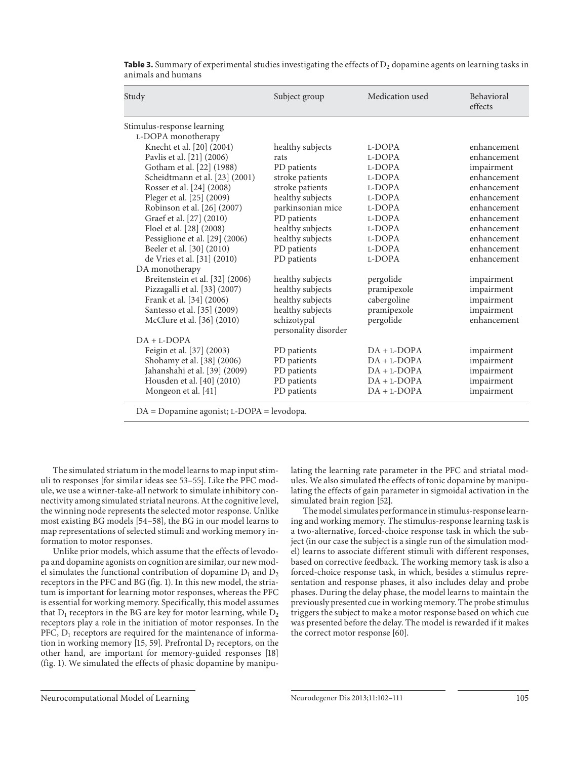**Table 3.** Summary of experimental studies investigating the effects of $D_2$ dopamine agents on learning tasks in animals and humans

| Study | Subject group | Medication used | Behavioral effects |
|---|---|---|---|
| Stimulus-response learning | | | |
| L-DOPA monotherapy | | | |
| Knecht et al. [20] (2004) | healthy subjects | L-DOPA | enhancement |
| Pavlis et al. [21] (2006) | rats | L-DOPA | enhancement |
| Gotham et al. [22] (1988) | PD patients | L-DOPA | impairment |
| Scheidtmann et al. [23] (2001) | stroke patients | L-DOPA | enhancement |
| Rosser et al. [24] (2008) | stroke patients | L-DOPA | enhancement |
| Pleger et al. [25] (2009) | healthy subjects | L-DOPA | enhancement |
| Robinson et al. [26] (2007) | parkinsonian mice | L-DOPA | enhancement |
| Graef et al. [27] (2010) | PD patients | L-DOPA | enhancement |
| Floel et al. [28] (2008) | healthy subjects | L-DOPA | enhancement |
| Pessiglione et al. [29] (2006) | healthy subjects | L-DOPA | enhancement |
| Beeler et al. [30] (2010) | PD patients | L-DOPA | enhancement |
| de Vries et al. [31] (2010) | PD patients | L-DOPA | enhancement |
| DA monotherapy | | | |
| Breitenstein et al. [32] (2006) | healthy subjects | pergolide | impairment |
| Pizzagalli et al. [33] (2007) | healthy subjects | pramipexole | impairment |
| Frank et al. [34] (2006) | healthy subjects | cabergoline | impairment |
| Santesso et al. [35] (2009) | healthy subjects | pramipexole | impairment |
| McClure et al. [36] (2010) | schizotypal personality disorder | pergolide | enhancement |
| DA + L-DOPA | | | |
| Feigin et al. [37] (2003) | PD patients | DA + L-DOPA | impairment |
| Shohamy et al. [38] (2006) | PD patients | DA + L-DOPA | impairment |
| Jahanshahi et al. [39] (2009) | PD patients | DA + L-DOPA | impairment |
| Housden et al. [40] (2010) | PD patients | DA + L-DOPA | impairment |
| Mongeon et al. [41] | PD patients | DA + L-DOPA | impairment |

DA = Dopamine agonist; L-DOPA = levodopa.

The simulated striatum in the model learns to map input stimuli to responses [for similar ideas see 53–55]. Like the PFC module, we use a winner-take-all network to simulate inhibitory connectivity among simulated striatal neurons. At the cognitive level, the winning node represents the selected motor response. Unlike most existing BG models [54–58], the BG in our model learns to map representations of selected stimuli and working memory information to motor responses.

Unlike prior models, which assume that the effects of levodopa and dopamine agonists on cognition are similar, our new model simulates the functional contribution of dopamine $D_1$ and $D_2$ receptors in the PFC and BG (fig. 1). In this new model, the striatum is important for learning motor responses, whereas the PFC is essential for working memory. Specifically, this model assumes that $D_1$ receptors in the BG are key for motor learning, while $D_2$ receptors play a role in the initiation of motor responses. In the PFC, $D_1$ receptors are required for the maintenance of information in working memory [15, 59]. Prefrontal $D_2$ receptors, on the other hand, are important for memory-guided responses [18] (fig. 1). We simulated the effects of phasic dopamine by manipulating the learning rate parameter in the PFC and striatal modules. We also simulated the effects of tonic dopamine by manipulating the effects of gain parameter in sigmoidal activation in the simulated brain region [52].

The model simulates performance in stimulus-response learning and working memory. The stimulus-response learning task is a two-alternative, forced-choice response task in which the subject (in our case the subject is a single run of the simulation model) learns to associate different stimuli with different responses, based on corrective feedback. The working memory task is also a forced-choice response task, in which, besides a stimulus representation and response phases, it also includes delay and probe phases. During the delay phase, the model learns to maintain the previously presented cue in working memory. The probe stimulus triggers the subject to make a motor response based on which cue was presented before the delay. The model is rewarded if it makes the correct motor response [60].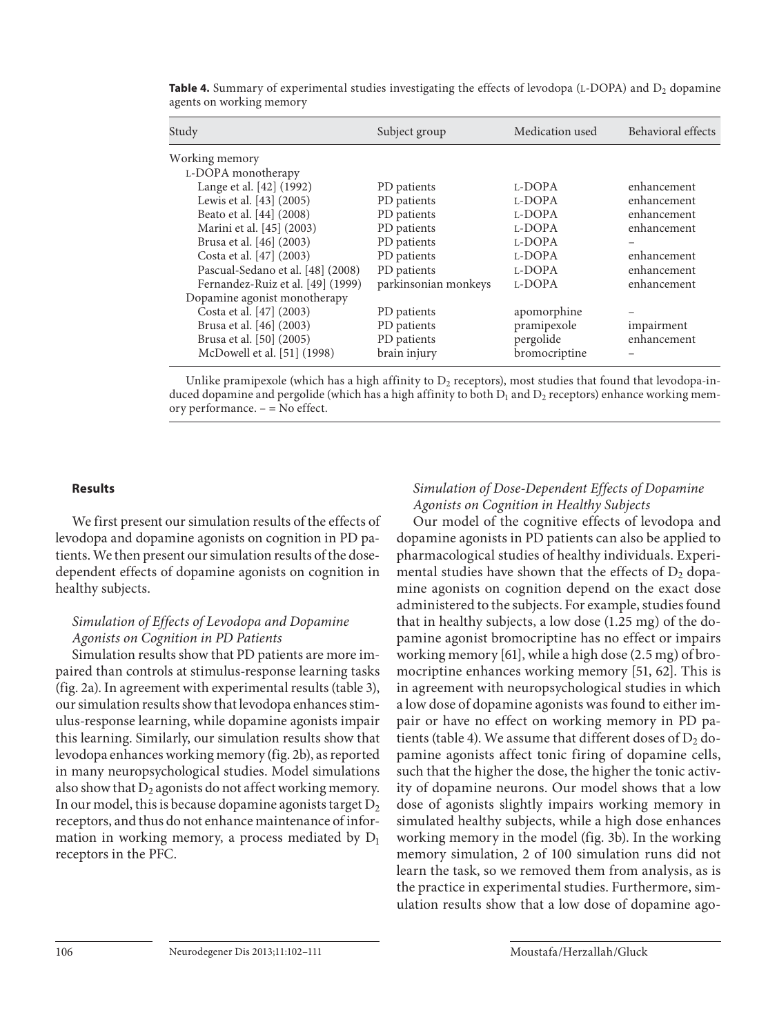**Table 4.** Summary of experimental studies investigating the effects of levodopa (L-DOPA) and $D_2$ dopamine agents on working memory

| Study | Subject group | Medication used | Behavioral effects |
|---|---|---|---|
| Working memory | | | |
| L-DOPA monotherapy | | | |
| Lange et al. [42] (1992) | PD patients | L-DOPA | enhancement |
| Lewis et al. [43] (2005) | PD patients | L-DOPA | enhancement |
| Beato et al. [44] (2008) | PD patients | L-DOPA | enhancement |
| Marini et al. [45] (2003) | PD patients | L-DOPA | enhancement |
| Brusa et al. [46] (2003) | PD patients | L-DOPA | – |
| Costa et al. [47] (2003) | PD patients | L-DOPA | enhancement |
| Pascual-Sedano et al. [48] (2008) | PD patients | L-DOPA | enhancement |
| Fernandez-Ruiz et al. [49] (1999) | parkinsonian monkeys | L-DOPA | enhancement |
| Dopamine agonist monotherapy | | | |
| Costa et al. [47] (2003) | PD patients | apomorphine | – |
| Brusa et al. [46] (2003) | PD patients | pramipexole | impairment |
| Brusa et al. [50] (2005) | PD patients | pergolide | enhancement |
| McDowell et al. [51] (1998) | brain injury | bromocriptine | – |

Unlike pramipexole (which has a high affinity to $D_2$ receptors), most studies that found that levodopa-induced dopamine and pergolide (which has a high affinity to both $D_1$ and $D_2$ receptors) enhance working memory performance. – = No effect.

## Results

We first present our simulation results of the effects of levodopa and dopamine agonists on cognition in PD patients. We then present our simulation results of the dose-dependent effects of dopamine agonists on cognition in healthy subjects.

### *Simulation of Effects of Levodopa and Dopamine Agonists on Cognition in PD Patients*

Simulation results show that PD patients are more impaired than controls at stimulus-response learning tasks (fig. 2a). In agreement with experimental results (table 3), our simulation results show that levodopa enhances stimulus-response learning, while dopamine agonists impair this learning. Similarly, our simulation results show that levodopa enhances working memory (fig. 2b), as reported in many neuropsychological studies. Model simulations also show that $D_2$ agonists do not affect working memory. In our model, this is because dopamine agonists target $D_2$ receptors, and thus do not enhance maintenance of information in working memory, a process mediated by $D_1$ receptors in the PFC.

### *Simulation of Dose-Dependent Effects of Dopamine Agonists on Cognition in Healthy Subjects*

Our model of the cognitive effects of levodopa and dopamine agonists in PD patients can also be applied to pharmacological studies of healthy individuals. Experimental studies have shown that the effects of $D_2$ dopamine agonists on cognition depend on the exact dose administered to the subjects. For example, studies found that in healthy subjects, a low dose (1.25 mg) of the dopamine agonist bromocriptine has no effect or impairs working memory [61], while a high dose (2.5 mg) of bromocriptine enhances working memory [51, 62]. This is in agreement with neuropsychological studies in which a low dose of dopamine agonists was found to either impair or have no effect on working memory in PD patients (table 4). We assume that different doses of $D_2$ dopamine agonists affect tonic firing of dopamine cells, such that the higher the dose, the higher the tonic activity of dopamine neurons. Our model shows that a low dose of agonists slightly impairs working memory in simulated healthy subjects, while a high dose enhances working memory in the model (fig. 3b). In the working memory simulation, 2 of 100 simulation runs did not learn the task, so we removed them from analysis, as is the practice in experimental studies. Furthermore, simulation results show that a low dose of dopamine ago-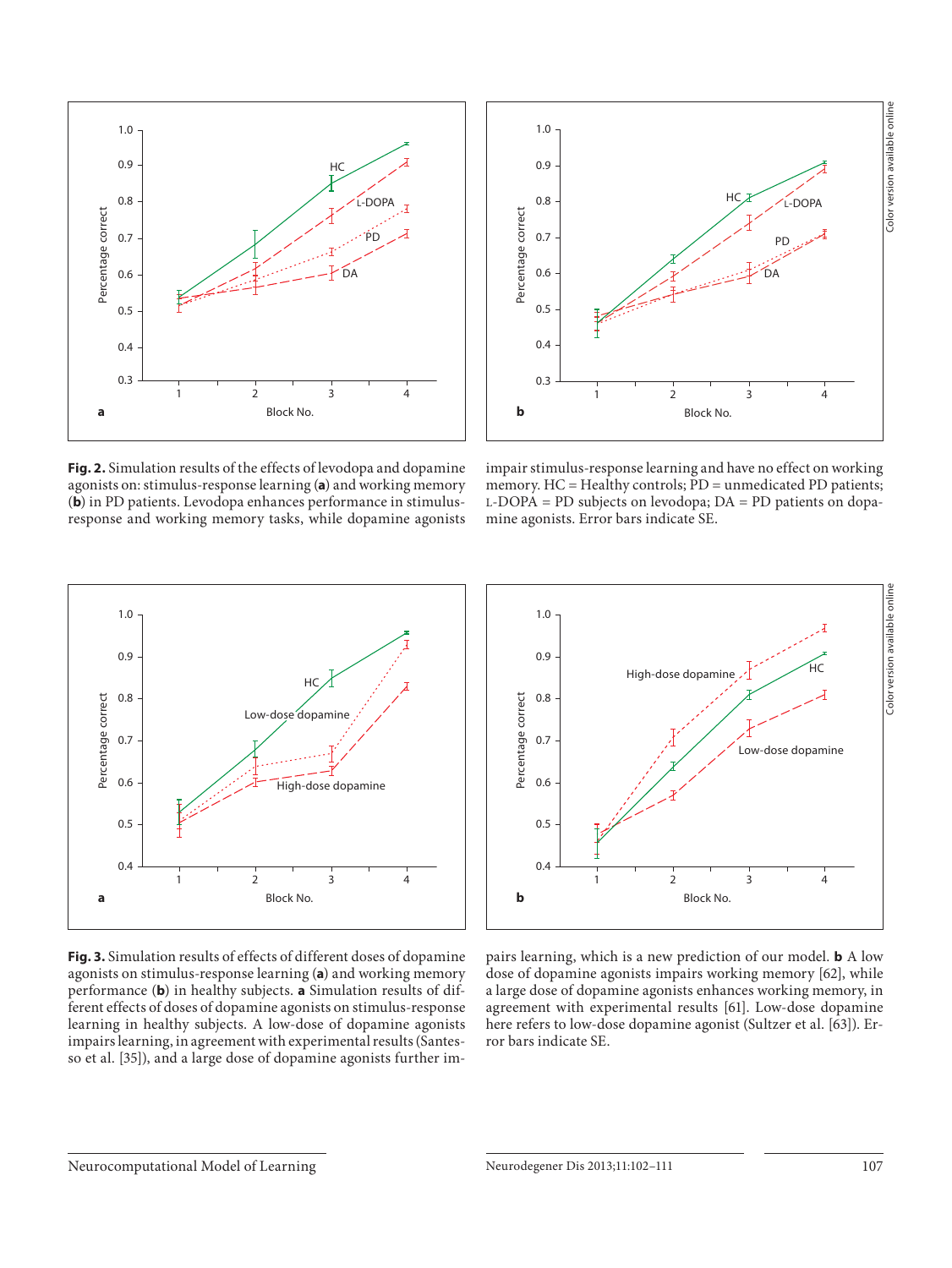**Fig. 2.** Simulation results of the effects of levodopa and dopamine agonists on: stimulus-response learning (**a**) and working memory (**b**) in PD patients. Levodopa enhances performance in stimulus-response and working memory tasks, while dopamine agonists impair stimulus-response learning and have no effect on working memory. HC = Healthy controls; PD = unmedicated PD patients; L-DOPA = PD subjects on levodopa; DA = PD patients on dopamine agonists. Error bars indicate SE.

**Fig. 3.** Simulation results of effects of different doses of dopamine agonists on stimulus-response learning (**a**) and working memory performance (**b**) in healthy subjects. **a** Simulation results of different effects of doses of dopamine agonists on stimulus-response learning in healthy subjects. A low-dose of dopamine agonists impairs learning, in agreement with experimental results (Santesso et al. [35]), and a large dose of dopamine agonists further impairs learning, which is a new prediction of our model. **b** A low dose of dopamine agonists impairs working memory [62], while a large dose of dopamine agonists enhances working memory, in agreement with experimental results [61]. Low-dose dopamine here refers to low-dose dopamine agonist (Sultzer et al. [63]). Error bars indicate SE.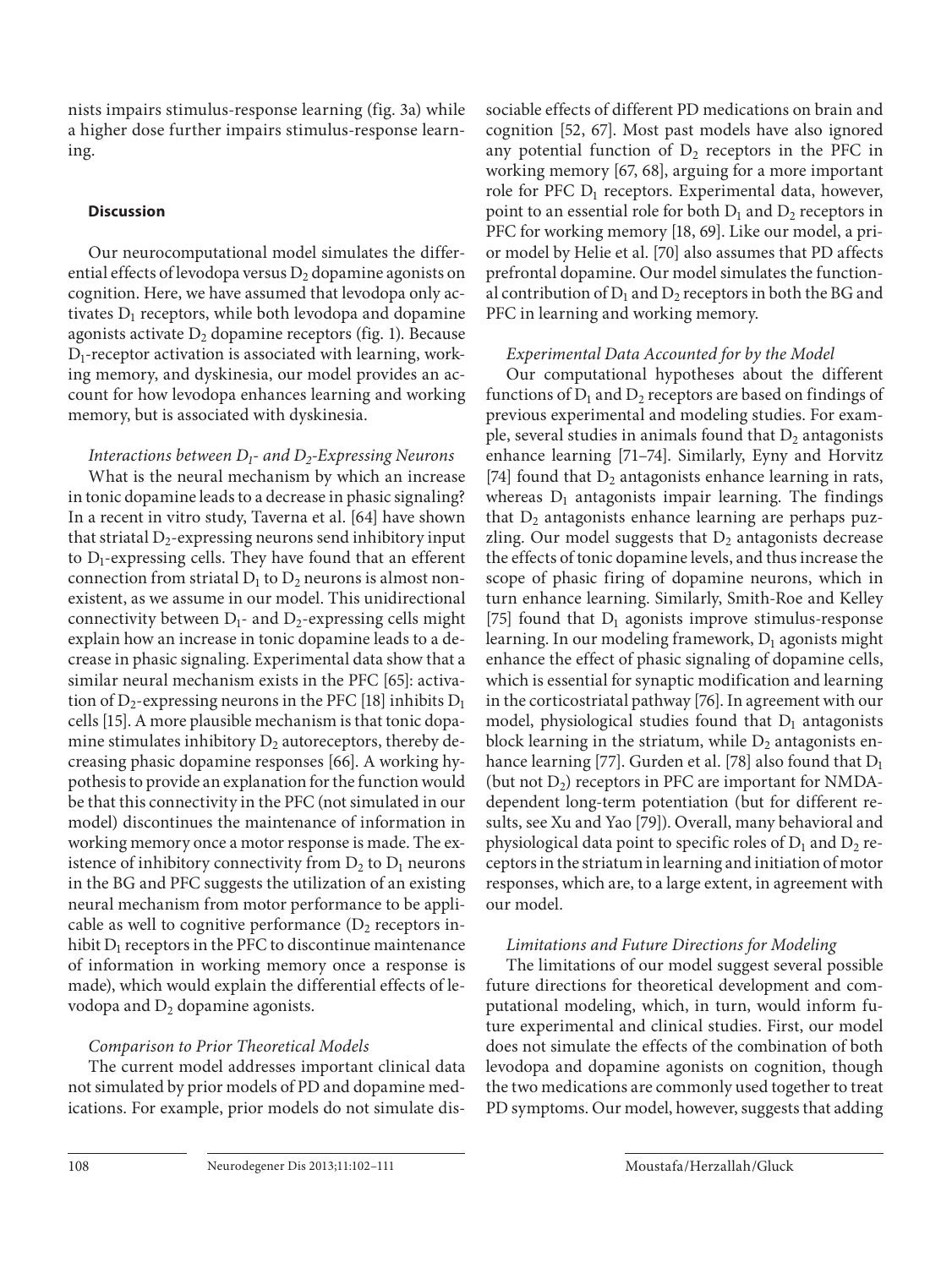nists impairs stimulus-response learning (fig. 3a) while a higher dose further impairs stimulus-response learning.

## Discussion

Our neurocomputational model simulates the differential effects of levodopa versus $D_2$ dopamine agonists on cognition. Here, we have assumed that levodopa only activates $D_1$ receptors, while both levodopa and dopamine agonists activate $D_2$ dopamine receptors (fig. 1). Because $D_1$-receptor activation is associated with learning, working memory, and dyskinesia, our model provides an account for how levodopa enhances learning and working memory, but is associated with dyskinesia.

### *Interactions between $D_1$- and $D_2$-Expressing Neurons*

What is the neural mechanism by which an increase in tonic dopamine leads to a decrease in phasic signaling? In a recent in vitro study, Taverna et al. [64] have shown that striatal $D_2$-expressing neurons send inhibitory input to $D_1$-expressing cells. They have found that an efferent connection from striatal $D_1$ to $D_2$ neurons is almost nonexistent, as we assume in our model. This unidirectional connectivity between $D_1$- and $D_2$-expressing cells might explain how an increase in tonic dopamine leads to a decrease in phasic signaling. Experimental data show that a similar neural mechanism exists in the PFC [65]: activation of $D_2$-expressing neurons in the PFC [18] inhibits $D_1$ cells [15]. A more plausible mechanism is that tonic dopamine stimulates inhibitory $D_2$ autoreceptors, thereby decreasing phasic dopamine responses [66]. A working hypothesis to provide an explanation for the function would be that this connectivity in the PFC (not simulated in our model) discontinues the maintenance of information in working memory once a motor response is made. The existence of inhibitory connectivity from $D_2$ to $D_1$ neurons in the BG and PFC suggests the utilization of an existing neural mechanism from motor performance to be applicable as well to cognitive performance ($D_2$ receptors inhibit $D_1$ receptors in the PFC to discontinue maintenance of information in working memory once a response is made), which would explain the differential effects of levodopa and $D_2$ dopamine agonists.

### *Comparison to Prior Theoretical Models*

The current model addresses important clinical data not simulated by prior models of PD and dopamine medications. For example, prior models do not simulate dissociable effects of different PD medications on brain and cognition [52, 67]. Most past models have also ignored any potential function of $D_2$ receptors in the PFC in working memory [67, 68], arguing for a more important role for PFC $D_1$ receptors. Experimental data, however, point to an essential role for both $D_1$ and $D_2$ receptors in PFC for working memory [18, 69]. Like our model, a prior model by Helie et al. [70] also assumes that PD affects prefrontal dopamine. Our model simulates the functional contribution of $D_1$ and $D_2$ receptors in both the BG and PFC in learning and working memory.

### *Experimental Data Accounted for by the Model*

Our computational hypotheses about the different functions of $D_1$ and $D_2$ receptors are based on findings of previous experimental and modeling studies. For example, several studies in animals found that $D_2$ antagonists enhance learning [71–74]. Similarly, Eyny and Horvitz [74] found that $D_2$ antagonists enhance learning in rats, whereas $D_1$ antagonists impair learning. The findings that $D_2$ antagonists enhance learning are perhaps puzzling. Our model suggests that $D_2$ antagonists decrease the effects of tonic dopamine levels, and thus increase the scope of phasic firing of dopamine neurons, which in turn enhance learning. Similarly, Smith-Roe and Kelley [75] found that $D_1$ agonists improve stimulus-response learning. In our modeling framework, $D_1$ agonists might enhance the effect of phasic signaling of dopamine cells, which is essential for synaptic modification and learning in the corticostriatal pathway [76]. In agreement with our model, physiological studies found that $D_1$ antagonists block learning in the striatum, while $D_2$ antagonists enhance learning [77]. Gurden et al. [78] also found that $D_1$ (but not $D_2$) receptors in PFC are important for NMDA-dependent long-term potentiation (but for different results, see Xu and Yao [79]). Overall, many behavioral and physiological data point to specific roles of $D_1$ and $D_2$ receptors in the striatum in learning and initiation of motor responses, which are, to a large extent, in agreement with our model.

### *Limitations and Future Directions for Modeling*

The limitations of our model suggest several possible future directions for theoretical development and computational modeling, which, in turn, would inform future experimental and clinical studies. First, our model does not simulate the effects of the combination of both levodopa and dopamine agonists on cognition, though the two medications are commonly used together to treat PD symptoms. Our model, however, suggests that adding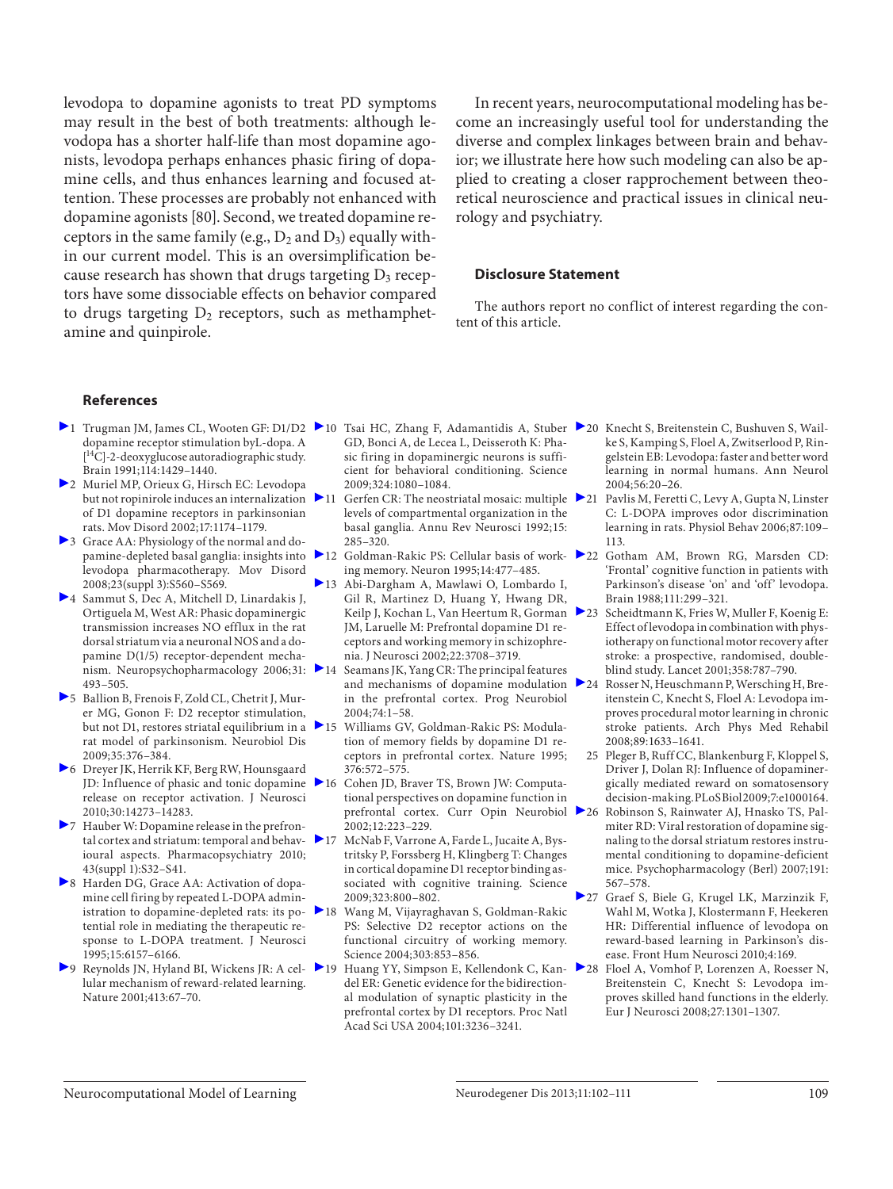levodopa to dopamine agonists to treat PD symptoms may result in the best of both treatments: although levodopa has a shorter half-life than most dopamine agonists, levodopa perhaps enhances phasic firing of dopamine cells, and thus enhances learning and focused attention. These processes are probably not enhanced with dopamine agonists [80]. Second, we treated dopamine receptors in the same family (e.g., $D_2$ and $D_3$) equally within our current model. This is an oversimplification because research has shown that drugs targeting $D_3$ receptors have some dissociable effects on behavior compared to drugs targeting $D_2$ receptors, such as methamphetamine and quinpirole.

In recent years, neurocomputational modeling has become an increasingly useful tool for understanding the diverse and complex linkages between brain and behavior; we illustrate here how such modeling can also be applied to creating a closer rapprochement between theoretical neuroscience and practical issues in clinical neurology and psychiatry.

## Disclosure Statement

The authors report no conflict of interest regarding the content of this article.

## References

1. Trugman JM, James CL, Wooten GF: D1/D2 dopamine receptor stimulation byL-dopa. A [14C]-2-deoxyglucose autoradiographic study. Brain 1991;114:1429–1440.
2. Muriel MP, Orieux G, Hirsch EC: Levodopa but not ropinirole induces an internalization of D1 dopamine receptors in parkinsonian rats. Mov Disord 2002;17:1174–1179.
3. Grace AA: Physiology of the normal and dopamine-depleted basal ganglia: insights into levodopa pharmacotherapy. Mov Disord 2008;23(suppl 3):S560–S569.
4. Sammut S, Dec A, Mitchell D, Linardakis J, Ortiguela M, West AR: Phasic dopaminergic transmission increases NO efflux in the rat dorsal striatum via a neuronal NOS and a dopamine D(1/5) receptor-dependent mechanism. Neuropsychopharmacology 2006;31: 493–505.
5. Ballion B, Frenois F, Zold CL, Chetrit J, Murer MG, Gonon F: D2 receptor stimulation, but not D1, restores striatal equilibrium in a rat model of parkinsonism. Neurobiol Dis 2009;35:376–384.
6. Dreyer JK, Herrik KF, Berg RW, Hounsgaard JD: Influence of phasic and tonic dopamine release on receptor activation. J Neurosci 2010;30:14273–14283.
7. Hauber W: Dopamine release in the prefrontal cortex and striatum: temporal and behavioural aspects. Pharmacopsychiatry 2010; 43(suppl 1):S32–S41.
8. Harden DG, Grace AA: Activation of dopamine cell firing by repeated L-DOPA administration to dopamine-depleted rats: its potential role in mediating the therapeutic response to L-DOPA treatment. J Neurosci 1995;15:6157–6166.
9. Reynolds JN, Hyland BI, Wickens JR: A cellular mechanism of reward-related learning. Nature 2001;413:67–70.
10. Tsai HC, Zhang F, Adamantidis A, Stuber GD, Bonci A, de Lecea L, Deisseroth K: Phasic firing in dopaminergic neurons is sufficient for behavioral conditioning. Science 2009;324:1080–1084.
11. Gerfen CR: The neostriatal mosaic: multiple levels of compartmental organization in the basal ganglia. Annu Rev Neurosci 1992;15: 285–320.
12. Goldman-Rakic PS: Cellular basis of working memory. Neuron 1995;14:477–485.
13. Abi-Dargham A, Mawlawi O, Lombardo I, Gil R, Martinez D, Huang Y, Hwang DR, Keilp J, Kochan L, Van Heertum R, Gorman JM, Laruelle M: Prefrontal dopamine D1 receptors and working memory in schizophrenia. J Neurosci 2002;22:3708–3719.
14. Seamans JK, Yang CR: The principal features and mechanisms of dopamine modulation in the prefrontal cortex. Prog Neurobiol 2004;74:1–58.
15. Williams GV, Goldman-Rakic PS: Modulation of memory fields by dopamine D1 receptors in prefrontal cortex. Nature 1995; 376:572–575.
16. Cohen JD, Braver TS, Brown JW: Computational perspectives on dopamine function in prefrontal cortex. Curr Opin Neurobiol 2002;12:223–229.
17. McNab F, Varrone A, Farde L, Jucaite A, Bystritsky P, Forssberg H, Klingberg T: Changes in cortical dopamine D1 receptor binding associated with cognitive training. Science 2009;323:800–802.
18. Wang M, Vijayraghavan S, Goldman-Rakic PS: Selective D2 receptor actions on the functional circuitry of working memory. Science 2004;303:853–856.
19. Huang YY, Simpson E, Kellendonk C, Kandel ER: Genetic evidence for the bidirectional modulation of synaptic plasticity in the prefrontal cortex by D1 receptors. Proc Natl Acad Sci USA 2004;101:3236–3241.
20. Knecht S, Breitenstein C, Bushuven S, Wailke S, Kamping S, Floel A, Zwitserlood P, Ringelstein EB: Levodopa: faster and better word learning in normal humans. Ann Neurol 2004;56:20–26.
21. Pavlis M, Feretti C, Levy A, Gupta N, Linster C: L-DOPA improves odor discrimination learning in rats. Physiol Behav 2006;87:109–113.
22. Gotham AM, Brown RG, Marsden CD: 'Frontal' cognitive function in patients with Parkinson's disease 'on' and 'off' levodopa. Brain 1988;111:299–321.
23. Scheidtmann K, Fries W, Muller F, Koenig E: Effect of levodopa in combination with physiotherapy on functional motor recovery after stroke: a prospective, randomised, double-blind study. Lancet 2001;358:787–790.
24. Rosser N, Heuschmann P, Wersching H, Breitenstein C, Knecht S, Floel A: Levodopa improves procedural motor learning in chronic stroke patients. Arch Phys Med Rehabil 2008;89:1633–1641.
25. Pleger B, Ruff CC, Blankenburg F, Kloppel S, Driver J, Dolan RJ: Influence of dopaminergically mediated reward on somatosensory decision-making. PLoS Biol 2009;7:e1000164.
26. Robinson S, Rainwater AJ, Hnasko TS, Palmiter RD: Viral restoration of dopamine signaling to the dorsal striatum restores instrumental conditioning to dopamine-deficient mice. Psychopharmacology (Berl) 2007;191: 567–578.
27. Graef S, Biele G, Krugel LK, Marzinzik F, Wahl M, Wotka J, Klostermann F, Heekeren HR: Differential influence of levodopa on reward-based learning in Parkinson's disease. Front Hum Neurosci 2010;4:169.
28. Floel A, Vomhof P, Lorenzen A, Roesser N, Breitenstein C, Knecht S: Levodopa improves skilled hand functions in the elderly. Eur J Neurosci 2008;27:1301–1307.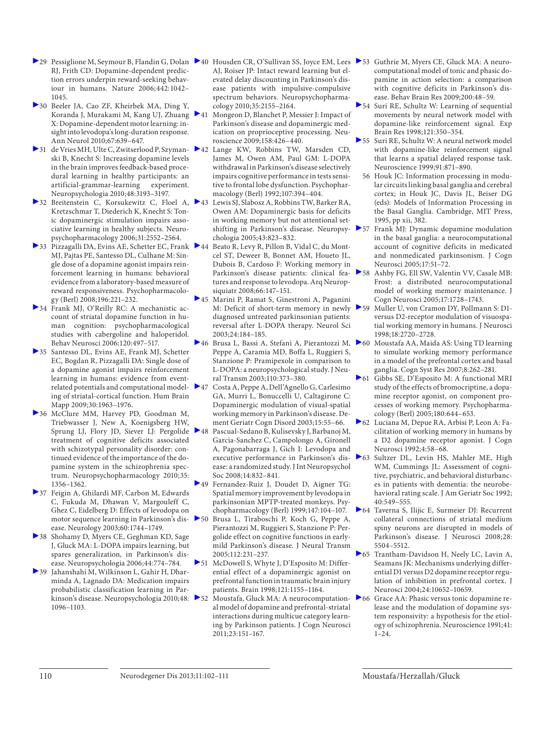29 Pessiglione M, Seymour B, Flandin G, Dolan RJ, Frith CD: Dopamine-dependent prediction errors underpin reward-seeking behaviour in humans. Nature 2006;442:1042–1045.

30 Beeler JA, Cao ZF, Kheirbek MA, Ding Y, Koranda J, Murakami M, Kang UJ, Zhuang X: Dopamine-dependent motor learning: insight into levodopa's long-duration response. Ann Neurol 2010;67:639–647.

31 de Vries MH, Ulte C, Zwitserlood P, Szymanski B, Knecht S: Increasing dopamine levels in the brain improves feedback-based procedural learning in healthy participants: an artificial-grammar-learning experiment. Neuropsychologia 2010;48:3193–3197.

32 Breitenstein C, Korsukewitz C, Floel A, Kretzschmar T, Diederich K, Knecht S: Tonic dopaminergic stimulation impairs associative learning in healthy subjects. Neuropsychopharmacology 2006;31:2552–2564.

33 Pizzagalli DA, Evins AE, Schetter EC, Frank MJ, Pajtas PE, Santesso DL, Culhane M: Single dose of a dopamine agonist impairs reinforcement learning in humans: behavioral evidence from a laboratory-based measure of reward responsiveness. Psychopharmacology (Berl) 2008;196:221–232.

34 Frank MJ, O'Reilly RC: A mechanistic account of striatal dopamine function in human cognition: psychopharmacological studies with cabergoline and haloperidol. Behav Neurosci 2006;120:497–517.

35 Santesso DL, Evins AE, Frank MJ, Schetter EC, Bogdan R, Pizzagalli DA: Single dose of a dopamine agonist impairs reinforcement learning in humans: evidence from event-related potentials and computational modeling of striatal-cortical function. Hum Brain Mapp 2009;30:1963–1976.

36 McClure MM, Harvey PD, Goodman M, Triebwasser J, New A, Koenigsberg HW, Sprung LJ, Flory JD, Siever LJ: Pergolide treatment of cognitive deficits associated with schizotypal personality disorder: continued evidence of the importance of the dopamine system in the schizophrenia spectrum. Neuropsychopharmacology 2010;35:1356–1362.

37 Feigin A, Ghilardi MF, Carbon M, Edwards C, Fukuda M, Dhawan V, Margouleff C, Ghez C, Eidelberg D: Effects of levodopa on motor sequence learning in Parkinson's disease. Neurology 2003;60:1744–1749.

38 Shohamy D, Myers CE, Geghman KD, Sage J, Gluck MA: L-DOPA impairs learning, but spares generalization, in Parkinson's disease. Neuropsychologia 2006;44:774–784.

39 Jahanshahi M, Wilkinson L, Gahir H, Dharminda A, Lagnado DA: Medication impairs probabilistic classification learning in Parkinson's disease. Neuropsychologia 2010;48:1096–1103.

40 Housden CR, O'Sullivan SS, Joyce EM, Lees AJ, Roiser JP: Intact reward learning but elevated delay discounting in Parkinson's disease patients with impulsive-compulsive spectrum behaviors. Neuropsychopharmacology 2010;35:2155–2164.

41 Mongeon D, Blanchet P, Messier J: Impact of Parkinson's disease and dopaminergic medication on proprioceptive processing. Neuroscience 2009;158:426–440.

42 Lange KW, Robbins TW, Marsden CD, James M, Owen AM, Paul GM: L-DOPA withdrawal in Parkinson's disease selectively impairs cognitive performance in tests sensitive to frontal lobe dysfunction. Psychopharmacology (Berl) 1992;107:394–404.

43 Lewis SJ, Slabosz A, Robbins TW, Barker RA, Owen AM: Dopaminergic basis for deficits in working memory but not attentional set-shifting in Parkinson's disease. Neuropsychologia 2005;43:823–832.

44 Beato R, Levy R, Pillon B, Vidal C, du Montcel ST, Deweer B, Bonnet AM, Houeto JL, Dubois B, Cardoso F: Working memory in Parkinson's disease patients: clinical features and response to levodopa. Arq Neuropsiquiatr 2008;66:147–151.

45 Marini P, Ramat S, Ginestroni A, Paganini M: Deficit of short-term memory in newly diagnosed untreated parkinsonian patients: reversal after L-DOPA therapy. Neurol Sci 2003;24:184–185.

46 Brusa L, Bassi A, Stefani A, Pierantozzi M, Peppe A, Caramia MD, Boffa L, Ruggieri S, Stanzione P: Pramipexole in comparison to L-DOPA: a neuropsychological study. J Neural Transm 2003;110:373–380.

47 Costa A, Peppe A, Dell'Agnello G, Carlesimo GA, Murri L, Bonuccelli U, Caltagirone C: Dopaminergic modulation of visual-spatial working memory in Parkinson's disease. Dement Geriatr Cogn Disord 2003;15:55–66.

48 Pascual-Sedano B, Kulisevsky J, Barbanoj M, Garcia-Sanchez C, Campolongo A, Gironell A, Pagonabarraga J, Gich I: Levodopa and executive performance in Parkinson's disease: a randomized study. J Int Neuropsychol Soc 2008;14:832–841.

49 Fernandez-Ruiz J, Doudet D, Aigner TG: Spatial memory improvement by levodopa in parkinsonian MPTP-treated monkeys. Psychopharmacology (Berl) 1999;147:104–107.

50 Brusa L, Tiraboschi P, Koch G, Peppe A, Pierantozzi M, Ruggieri S, Stanzione P: Pergolide effect on cognitive functions in early-mild Parkinson's disease. J Neural Transm 2005;112:231–237.

51 McDowell S, Whyte J, D'Esposito M: Differential effect of a dopaminergic agonist on prefrontal function in traumatic brain injury patients. Brain 1998;121:1155–1164.

52 Moustafa, Gluck MA: A neurocomputational model of dopamine and prefrontal-striatal interactions during multicue category learning by Parkinson patients. J Cogn Neurosci 2011;23:151–167.

53 Guthrie M, Myers CE, Gluck MA: A neurocomputational model of tonic and phasic dopamine in action selection: a comparison with cognitive deficits in Parkinson's disease. Behav Brain Res 2009;200:48–59.

54 Suri RE, Schultz W: Learning of sequential movements by neural network model with dopamine-like reinforcement signal. Exp Brain Res 1998;121:350–354.

55 Suri RE, Schultz W: A neural network model with dopamine-like reinforcement signal that learns a spatial delayed response task. Neuroscience 1999;91:871–890.

56 Houk JC: Information processing in modular circuits linking basal ganglia and cerebral cortex; in Houk JC, Davis JL, Beiser DG (eds): Models of Information Processing in the Basal Ganglia. Cambridge, MIT Press, 1995, pp xii, 382.

57 Frank MJ: Dynamic dopamine modulation in the basal ganglia: a neurocomputational account of cognitive deficits in medicated and nonmedicated parkinsonism. J Cogn Neurosci 2005;17:51–72.

58 Ashby FG, Ell SW, Valentin VV, Casale MB: Frost: a distributed neurocomputational model of working memory maintenance. J Cogn Neurosci 2005;17:1728–1743.

59 Muller U, von Cramon DY, Pollmann S: D1- versus D2-receptor modulation of visuospatial working memory in humans. J Neurosci 1998;18:2720–2728.

60 Moustafa AA, Maida AS: Using TD learning to simulate working memory performance in a model of the prefrontal cortex and basal ganglia. Cogn Syst Res 2007;8:262–281.

61 Gibbs SE, D'Esposito M: A functional MRI study of the effects of bromocriptine, a dopamine receptor agonist, on component processes of working memory. Psychopharmacology (Berl) 2005;180:644–653.

62 Luciana M, Depue RA, Arbisi P, Leon A: Facilitation of working memory in humans by a D2 dopamine receptor agonist. J Cogn Neurosci 1992;4:58–68.

63 Sultzer DL, Levin HS, Mahler ME, High WM, Cummings JL: Assessment of cognitive, psychiatric, and behavioral disturbances in patients with dementia: the neurobehavioral rating scale. J Am Geriatr Soc 1992;40:549–555.

64 Taverna S, Ilijic E, Surmeier DJ: Recurrent collateral connections of striatal medium spiny neurons are disrupted in models of Parkinson's disease. J Neurosci 2008;28:5504–5512.

65 Trantham-Davidson H, Neely LC, Lavin A, Seamans JK: Mechanisms underlying differential D1 versus D2 dopamine receptor regulation of inhibition in prefrontal cortex. J Neurosci 2004;24:10652–10659.

66 Grace AA: Phasic versus tonic dopamine release and the modulation of dopamine system responsivity: a hypothesis for the etiology of schizophrenia. Neuroscience 1991;41:1–24.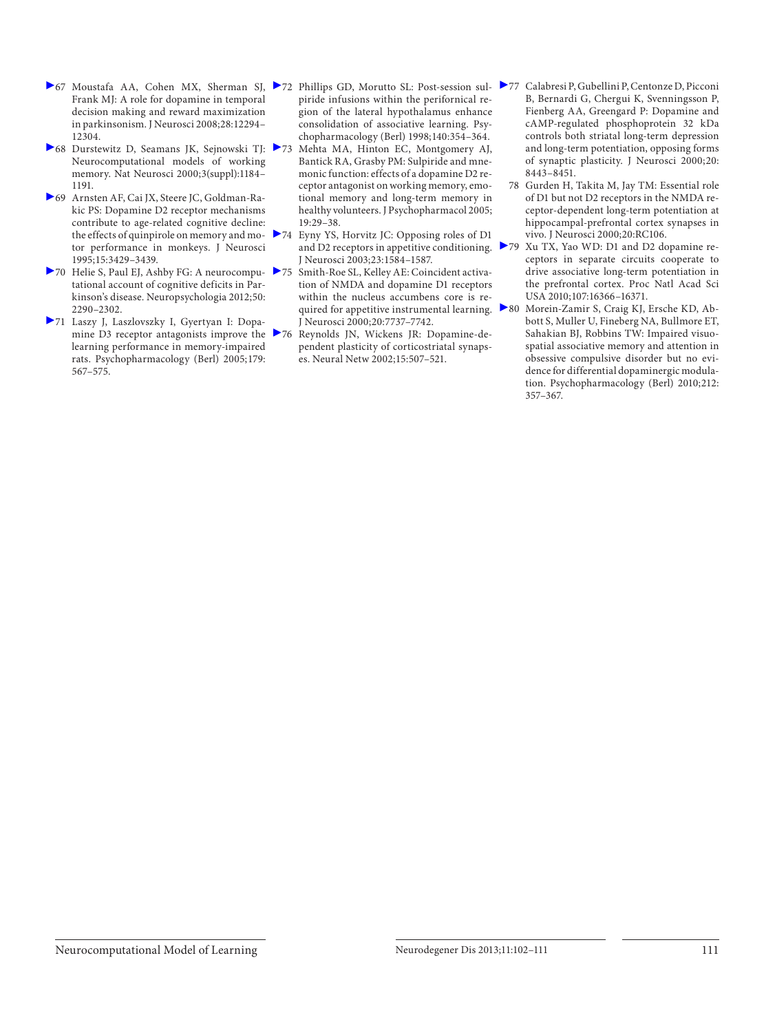67 Moustafa AA, Cohen MX, Sherman SJ, Frank MJ: A role for dopamine in temporal decision making and reward maximization in parkinsonism. J Neurosci 2008;28:12294–12304.

68 Durstewitz D, Seamans JK, Sejnowski TJ: Neurocomputational models of working memory. Nat Neurosci 2000;3(suppl):1184–1191.

69 Arnsten AF, Cai JX, Steere JC, Goldman-Rakic PS: Dopamine D2 receptor mechanisms contribute to age-related cognitive decline: the effects of quinpirole on memory and motor performance in monkeys. J Neurosci 1995;15:3429–3439.

70 Helie S, Paul EJ, Ashby FG: A neurocomputational account of cognitive deficits in Parkinson's disease. Neuropsychologia 2012;50:2290–2302.

71 Laszy J, Laszlovszky I, Gyertyan I: Dopamine D3 receptor antagonists improve the learning performance in memory-impaired rats. Psychopharmacology (Berl) 2005;179:567–575.

72 Phillips GD, Morutto SL: Post-session sulpiride infusions within the perifornical region of the lateral hypothalamus enhance consolidation of associative learning. Psychopharmacology (Berl) 1998;140:354–364.

73 Mehta MA, Hinton EC, Montgomery AJ, Bantick RA, Grasby PM: Sulpiride and mnemonic function: effects of a dopamine D2 receptor antagonist on working memory, emotional memory and long-term memory in healthy volunteers. J Psychopharmacol 2005;19:29–38.

74 Eyny YS, Horvitz JC: Opposing roles of D1 and D2 receptors in appetitive conditioning. J Neurosci 2003;23:1584–1587.

75 Smith-Roe SL, Kelley AE: Coincident activation of NMDA and dopamine D1 receptors within the nucleus accumbens core is required for appetitive instrumental learning. J Neurosci 2000;20:7737–7742.

76 Reynolds JN, Wickens JR: Dopamine-dependent plasticity of corticostriatal synapses. Neural Netw 2002;15:507–521.

77 Calabresi P, Gubellini P, Centonze D, Picconi B, Bernardi G, Chergui K, Svenningsson P, Fienberg AA, Greengard P: Dopamine and cAMP-regulated phosphoprotein 32 kDa controls both striatal long-term depression and long-term potentiation, opposing forms of synaptic plasticity. J Neurosci 2000;20:8443–8451.

78 Gurden H, Takita M, Jay TM: Essential role of D1 but not D2 receptors in the NMDA receptor-dependent long-term potentiation at hippocampal-prefrontal cortex synapses in vivo. J Neurosci 2000;20:RC106.

79 Xu TX, Yao WD: D1 and D2 dopamine receptors in separate circuits cooperate to drive associative long-term potentiation in the prefrontal cortex. Proc Natl Acad Sci USA 2010;107:16366–16371.

80 Morein-Zamir S, Craig KJ, Ersche KD, Abbott S, Muller U, Fineberg NA, Bullmore ET, Sahakian BJ, Robbins TW: Impaired visuospatial associative memory and attention in obsessive compulsive disorder but no evidence for differential dopaminergic modulation. Psychopharmacology (Berl) 2010;212:357–367.